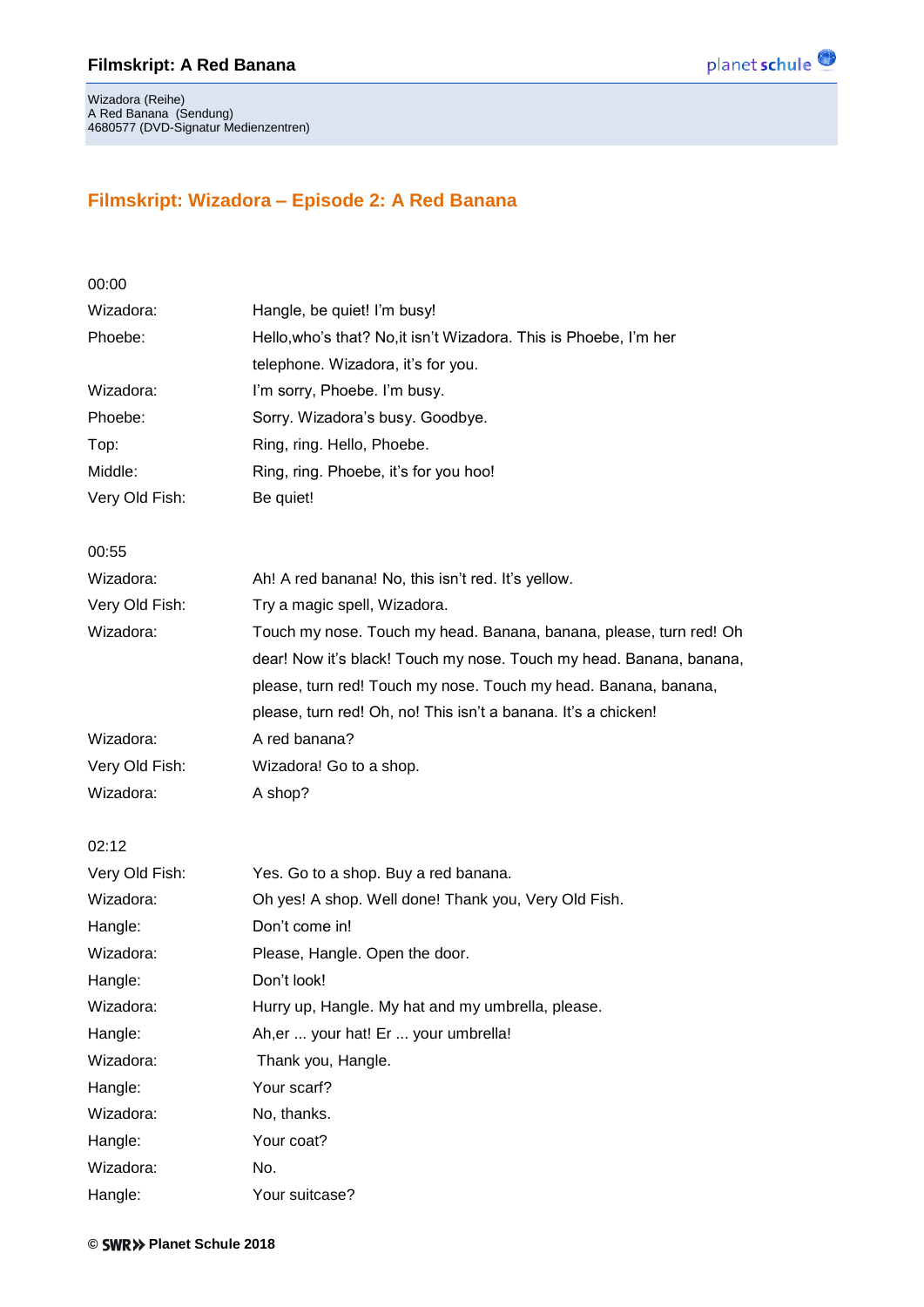Wizadora (Reihe)
A Red Banana (Sendung)
4680577 (DVD-Signatur Medienzentren)

## Filmskript: Wizadora – Episode 2: A Red Banana

00:00

| | |
|---|---|
| Wizadora: | Hangle, be quiet! I'm busy! |
| Phoebe: | Hello,who's that? No,it isn't Wizadora. This is Phoebe, I'm her telephone. Wizadora, it's for you. |
| Wizadora: | I'm sorry, Phoebe. I'm busy. |
| Phoebe: | Sorry. Wizadora's busy. Goodbye. |
| Top: | Ring, ring. Hello, Phoebe. |
| Middle: | Ring, ring. Phoebe, it's for you hoo! |
| Very Old Fish: | Be quiet! |

00:55

| | |
|---|---|
| Wizadora: | Ah! A red banana! No, this isn't red. It's yellow. |
| Very Old Fish: | Try a magic spell, Wizadora. |
| Wizadora: | Touch my nose. Touch my head. Banana, banana, please, turn red! Oh dear! Now it's black! Touch my nose. Touch my head. Banana, banana, please, turn red! Touch my nose. Touch my head. Banana, banana, please, turn red! Oh, no! This isn't a banana. It's a chicken! |
| Wizadora: | A red banana? |
| Very Old Fish: | Wizadora! Go to a shop. |
| Wizadora: | A shop? |

02:12

| | |
|---|---|
| Very Old Fish: | Yes. Go to a shop. Buy a red banana. |
| Wizadora: | Oh yes! A shop. Well done! Thank you, Very Old Fish. |
| Hangle: | Don't come in! |
| Wizadora: | Please, Hangle. Open the door. |
| Hangle: | Don't look! |
| Wizadora: | Hurry up, Hangle. My hat and my umbrella, please. |
| Hangle: | Ah,er ... your hat! Er ... your umbrella! |
| Wizadora: | Thank you, Hangle. |
| Hangle: | Your scarf? |
| Wizadora: | No, thanks. |
| Hangle: | Your coat? |
| Wizadora: | No. |
| Hangle: | Your suitcase? |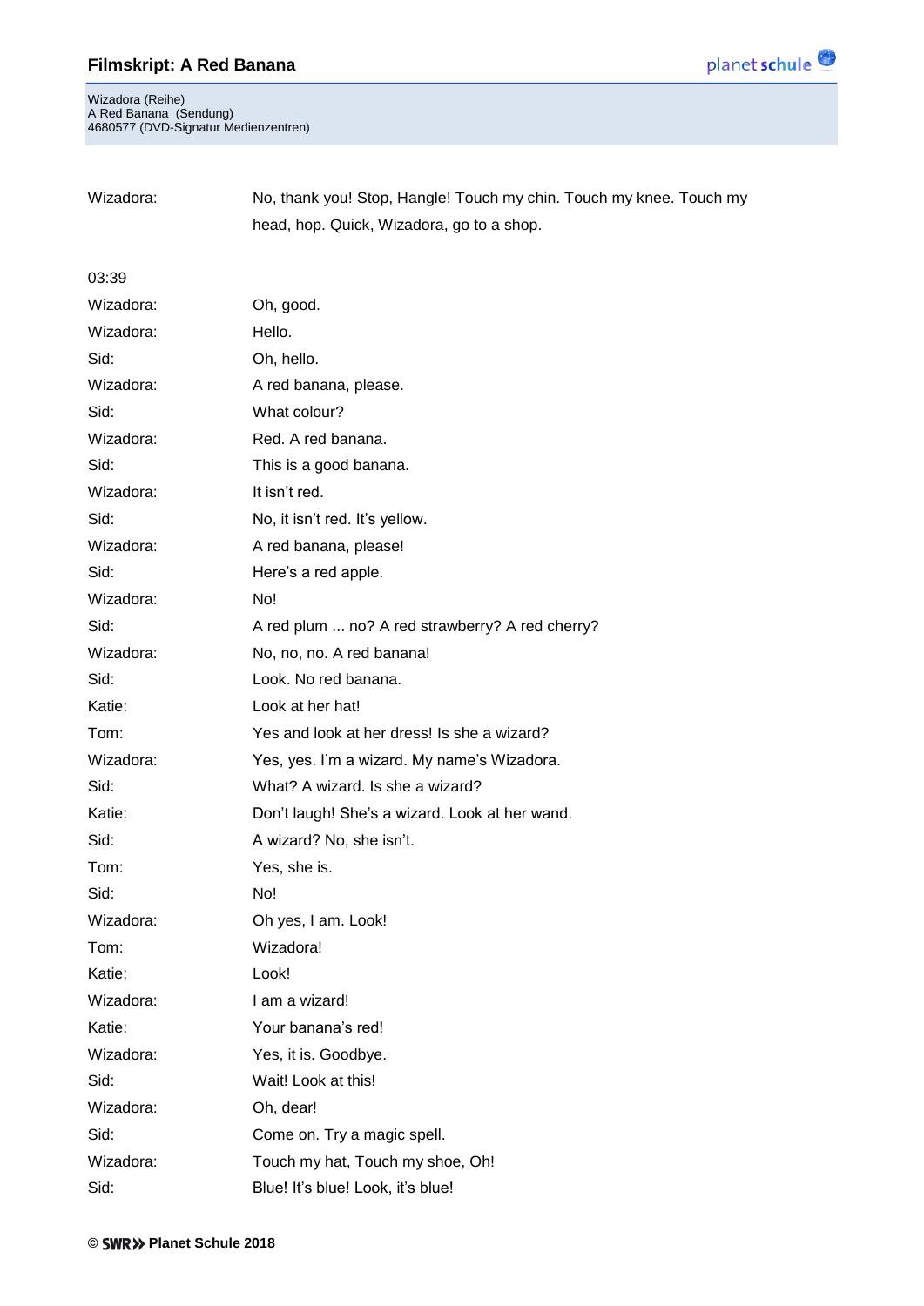| | |
|---|---|
| Wizadora: | No, thank you! Stop, Hangle! Touch my chin. Touch my knee. Touch my head, hop. Quick, Wizadora, go to a shop. |

03:39

| | |
|---|---|
| Wizadora: | Oh, good. |
| Wizadora: | Hello. |
| Sid: | Oh, hello. |
| Wizadora: | A red banana, please. |
| Sid: | What colour? |
| Wizadora: | Red. A red banana. |
| Sid: | This is a good banana. |
| Wizadora: | It isn't red. |
| Sid: | No, it isn't red. It's yellow. |
| Wizadora: | A red banana, please! |
| Sid: | Here's a red apple. |
| Wizadora: | No! |
| Sid: | A red plum ... no? A red strawberry? A red cherry? |
| Wizadora: | No, no, no. A red banana! |
| Sid: | Look. No red banana. |
| Katie: | Look at her hat! |
| Tom: | Yes and look at her dress! Is she a wizard? |
| Wizadora: | Yes, yes. I'm a wizard. My name's Wizadora. |
| Sid: | What? A wizard. Is she a wizard? |
| Katie: | Don't laugh! She's a wizard. Look at her wand. |
| Sid: | A wizard? No, she isn't. |
| Tom: | Yes, she is. |
| Sid: | No! |
| Wizadora: | Oh yes, I am. Look! |
| Tom: | Wizadora! |
| Katie: | Look! |
| Wizadora: | I am a wizard! |
| Katie: | Your banana's red! |
| Wizadora: | Yes, it is. Goodbye. |
| Sid: | Wait! Look at this! |
| Wizadora: | Oh, dear! |
| Sid: | Come on. Try a magic spell. |
| Wizadora: | Touch my hat, Touch my shoe, Oh! |
| Sid: | Blue! It's blue! Look, it's blue! |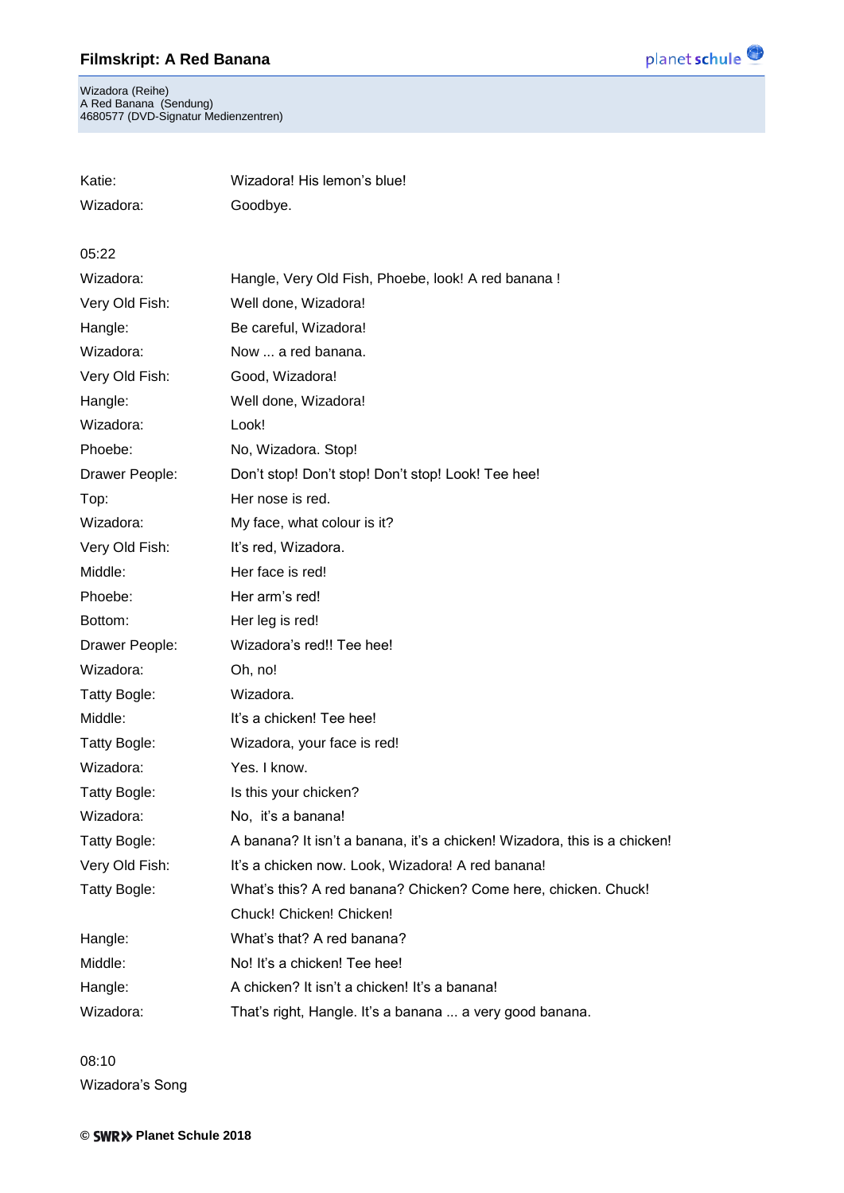Katie: Wizadora! His lemon's blue!

Wizadora: Goodbye.

05:22

| | |
|---|---|
| Wizadora: | Hangle, Very Old Fish, Phoebe, look! A red banana ! |
| Very Old Fish: | Well done, Wizadora! |
| Hangle: | Be careful, Wizadora! |
| Wizadora: | Now ... a red banana. |
| Very Old Fish: | Good, Wizadora! |
| Hangle: | Well done, Wizadora! |
| Wizadora: | Look! |
| Phoebe: | No, Wizadora. Stop! |
| Drawer People: | Don't stop! Don't stop! Don't stop! Look! Tee hee! |
| Top: | Her nose is red. |
| Wizadora: | My face, what colour is it? |
| Very Old Fish: | It's red, Wizadora. |
| Middle: | Her face is red! |
| Phoebe: | Her arm's red! |
| Bottom: | Her leg is red! |
| Drawer People: | Wizadora's red!! Tee hee! |
| Wizadora: | Oh, no! |
| Tatty Bogle: | Wizadora. |
| Middle: | It's a chicken! Tee hee! |
| Tatty Bogle: | Wizadora, your face is red! |
| Wizadora: | Yes. I know. |
| Tatty Bogle: | Is this your chicken? |
| Wizadora: | No,  it's a banana! |
| Tatty Bogle: | A banana? It isn't a banana, it's a chicken! Wizadora, this is a chicken! |
| Very Old Fish: | It's a chicken now. Look, Wizadora! A red banana! |
| Tatty Bogle: | What's this? A red banana? Chicken? Come here, chicken. Chuck! Chuck! Chicken! Chicken! |
| Hangle: | What's that? A red banana? |
| Middle: | No! It's a chicken! Tee hee! |
| Hangle: | A chicken? It isn't a chicken! It's a banana! |
| Wizadora: | That's right, Hangle. It's a banana ... a very good banana. |

08:10

Wizadora's Song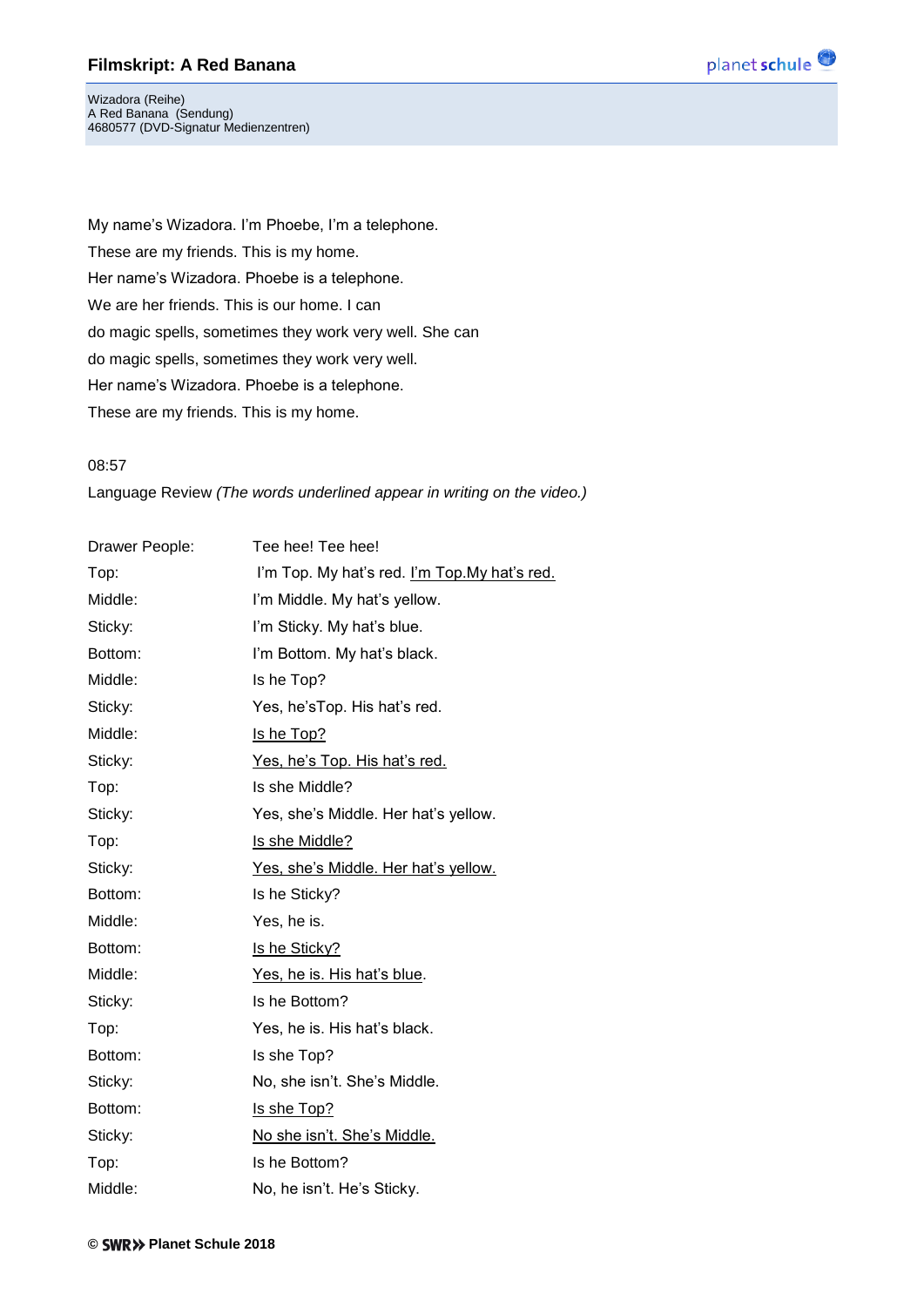My name's Wizadora. I'm Phoebe, I'm a telephone.
These are my friends. This is my home.
Her name's Wizadora. Phoebe is a telephone.
We are her friends. This is our home. I can
do magic spells, sometimes they work very well. She can
do magic spells, sometimes they work very well.
Her name's Wizadora. Phoebe is a telephone.
These are my friends. This is my home.

08:57

Language Review *(The words underlined appear in writing on the video.)*

| | |
|---|---|
| Drawer People: | Tee hee! Tee hee! |
| Top: | I'm Top. My hat's red. <u>I'm Top.My hat's red.</u> |
| Middle: | I'm Middle. My hat's yellow. |
| Sticky: | I'm Sticky. My hat's blue. |
| Bottom: | I'm Bottom. My hat's black. |
| Middle: | Is he Top? |
| Sticky: | Yes, he'sTop. His hat's red. |
| Middle: | <u>Is he Top?</u> |
| Sticky: | <u>Yes, he's Top. His hat's red.</u> |
| Top: | Is she Middle? |
| Sticky: | Yes, she's Middle. Her hat's yellow. |
| Top: | <u>Is she Middle?</u> |
| Sticky: | <u>Yes, she's Middle. Her hat's yellow.</u> |
| Bottom: | Is he Sticky? |
| Middle: | Yes, he is. |
| Bottom: | <u>Is he Sticky?</u> |
| Middle: | <u>Yes, he is. His hat's blue</u>. |
| Sticky: | Is he Bottom? |
| Top: | Yes, he is. His hat's black. |
| Bottom: | Is she Top? |
| Sticky: | No, she isn't. She's Middle. |
| Bottom: | <u>Is she Top?</u> |
| Sticky: | <u>No she isn't. She's Middle.</u> |
| Top: | Is he Bottom? |
| Middle: | No, he isn't. He's Sticky. |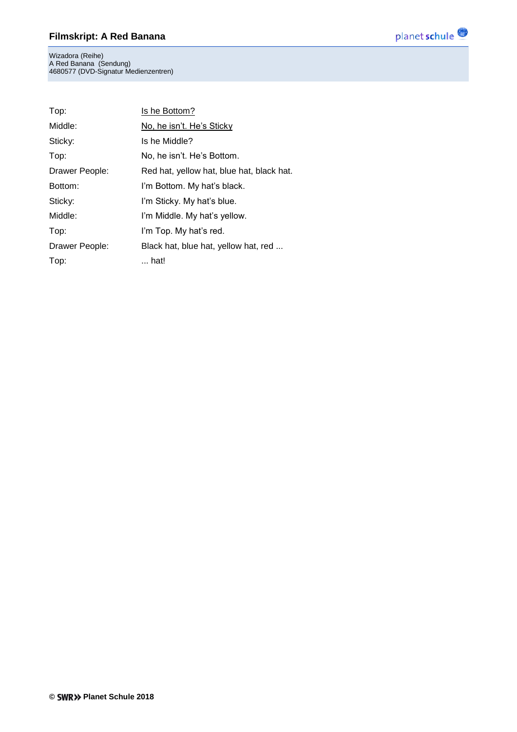| | |
|---|---|
| Top: | Is he Bottom? |
| Middle: | No, he isn't. He's Sticky |
| Sticky: | Is he Middle? |
| Top: | No, he isn't. He's Bottom. |
| Drawer People: | Red hat, yellow hat, blue hat, black hat. |
| Bottom: | I'm Bottom. My hat's black. |
| Sticky: | I'm Sticky. My hat's blue. |
| Middle: | I'm Middle. My hat's yellow. |
| Top: | I'm Top. My hat's red. |
| Drawer People: | Black hat, blue hat, yellow hat, red ... |
| Top: | ... hat! |